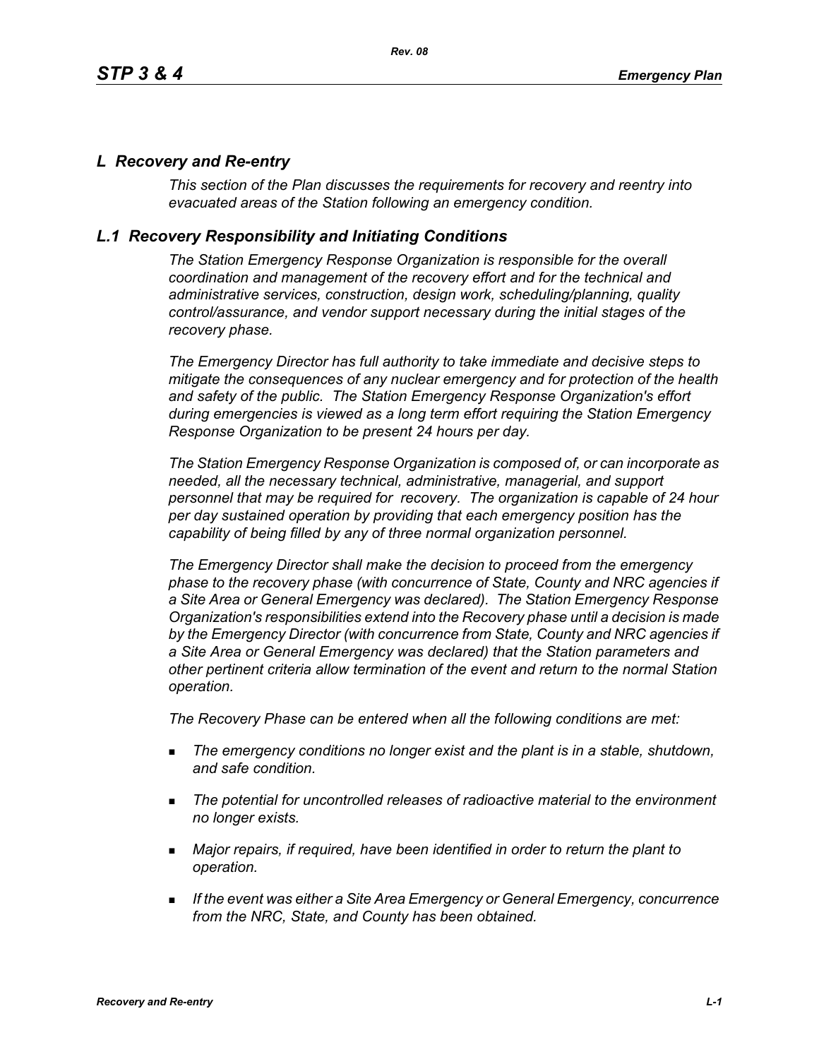## *L Recovery and Re-entry*

*This section of the Plan discusses the requirements for recovery and reentry into evacuated areas of the Station following an emergency condition.*

### *L.1 Recovery Responsibility and Initiating Conditions*

*The Station Emergency Response Organization is responsible for the overall coordination and management of the recovery effort and for the technical and administrative services, construction, design work, scheduling/planning, quality control/assurance, and vendor support necessary during the initial stages of the recovery phase.*

*The Emergency Director has full authority to take immediate and decisive steps to mitigate the consequences of any nuclear emergency and for protection of the health and safety of the public. The Station Emergency Response Organization's effort during emergencies is viewed as a long term effort requiring the Station Emergency Response Organization to be present 24 hours per day.*

*The Station Emergency Response Organization is composed of, or can incorporate as needed, all the necessary technical, administrative, managerial, and support personnel that may be required for recovery. The organization is capable of 24 hour per day sustained operation by providing that each emergency position has the capability of being filled by any of three normal organization personnel.*

*The Emergency Director shall make the decision to proceed from the emergency phase to the recovery phase (with concurrence of State, County and NRC agencies if a Site Area or General Emergency was declared). The Station Emergency Response Organization's responsibilities extend into the Recovery phase until a decision is made by the Emergency Director (with concurrence from State, County and NRC agencies if a Site Area or General Emergency was declared) that the Station parameters and other pertinent criteria allow termination of the event and return to the normal Station operation.*

*The Recovery Phase can be entered when all the following conditions are met:*

- *The emergency conditions no longer exist and the plant is in a stable, shutdown, and safe condition.*
- *The potential for uncontrolled releases of radioactive material to the environment no longer exists.*
- *Major repairs, if required, have been identified in order to return the plant to operation.*
- *If the event was either a Site Area Emergency or General Emergency, concurrence from the NRC, State, and County has been obtained.*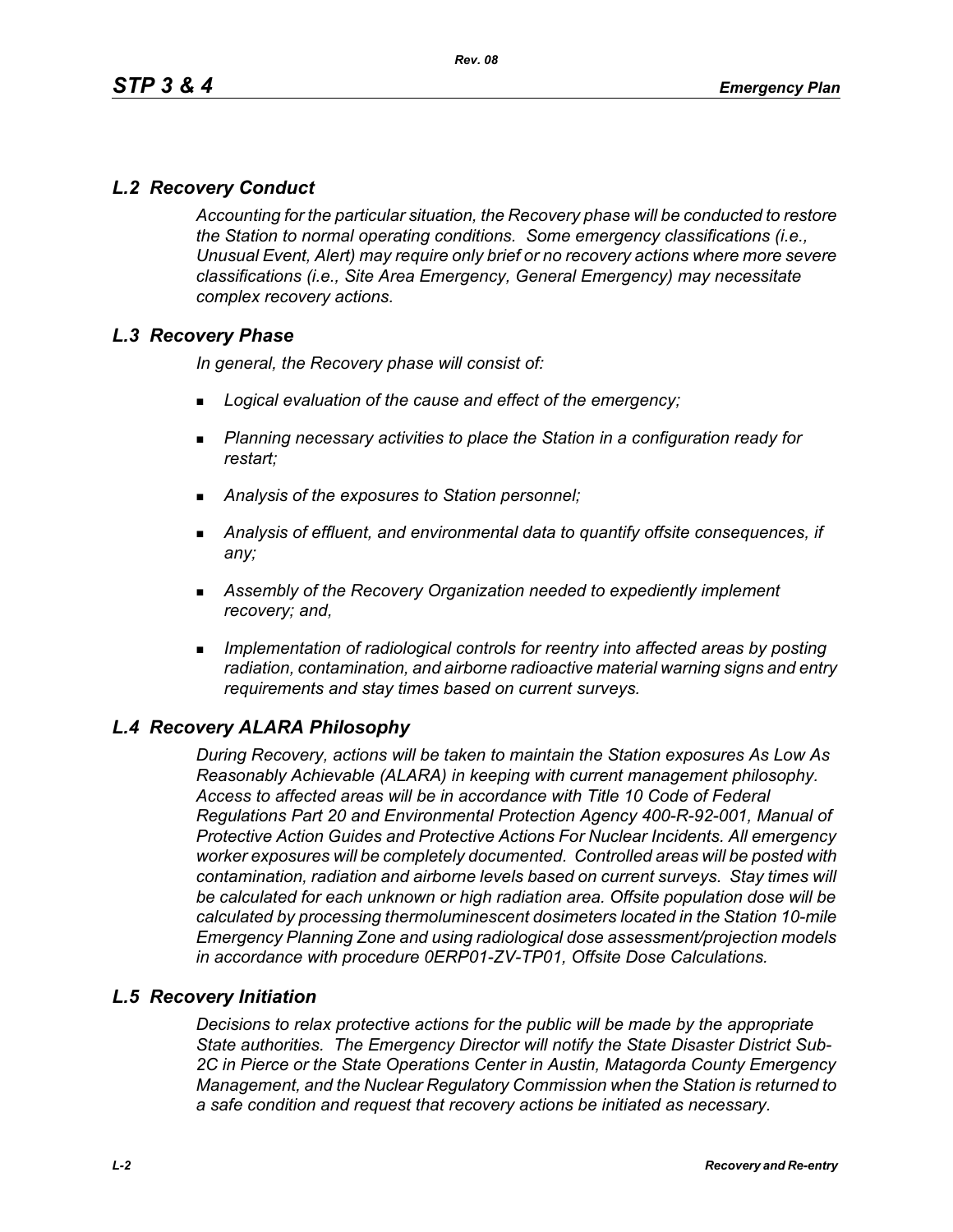## *L.2 Recovery Conduct*

*Accounting for the particular situation, the Recovery phase will be conducted to restore the Station to normal operating conditions. Some emergency classifications (i.e., Unusual Event, Alert) may require only brief or no recovery actions where more severe classifications (i.e., Site Area Emergency, General Emergency) may necessitate complex recovery actions.*

## *L.3 Recovery Phase*

*In general, the Recovery phase will consist of:*

- *Logical evaluation of the cause and effect of the emergency;*
- *Planning necessary activities to place the Station in a configuration ready for restart;*
- *Analysis of the exposures to Station personnel;*
- *Analysis of effluent, and environmental data to quantify offsite consequences, if any;*
- *Assembly of the Recovery Organization needed to expediently implement recovery; and,*
- *Implementation of radiological controls for reentry into affected areas by posting radiation, contamination, and airborne radioactive material warning signs and entry requirements and stay times based on current surveys.*

## *L.4 Recovery ALARA Philosophy*

*During Recovery, actions will be taken to maintain the Station exposures As Low As Reasonably Achievable (ALARA) in keeping with current management philosophy. Access to affected areas will be in accordance with Title 10 Code of Federal Regulations Part 20 and Environmental Protection Agency 400-R-92-001, Manual of Protective Action Guides and Protective Actions For Nuclear Incidents. All emergency worker exposures will be completely documented. Controlled areas will be posted with contamination, radiation and airborne levels based on current surveys. Stay times will be calculated for each unknown or high radiation area. Offsite population dose will be calculated by processing thermoluminescent dosimeters located in the Station 10-mile Emergency Planning Zone and using radiological dose assessment/projection models in accordance with procedure 0ERP01-ZV-TP01, Offsite Dose Calculations.*

## *L.5 Recovery Initiation*

*Decisions to relax protective actions for the public will be made by the appropriate State authorities. The Emergency Director will notify the State Disaster District Sub-2C in Pierce or the State Operations Center in Austin, Matagorda County Emergency Management, and the Nuclear Regulatory Commission when the Station is returned to a safe condition and request that recovery actions be initiated as necessary.*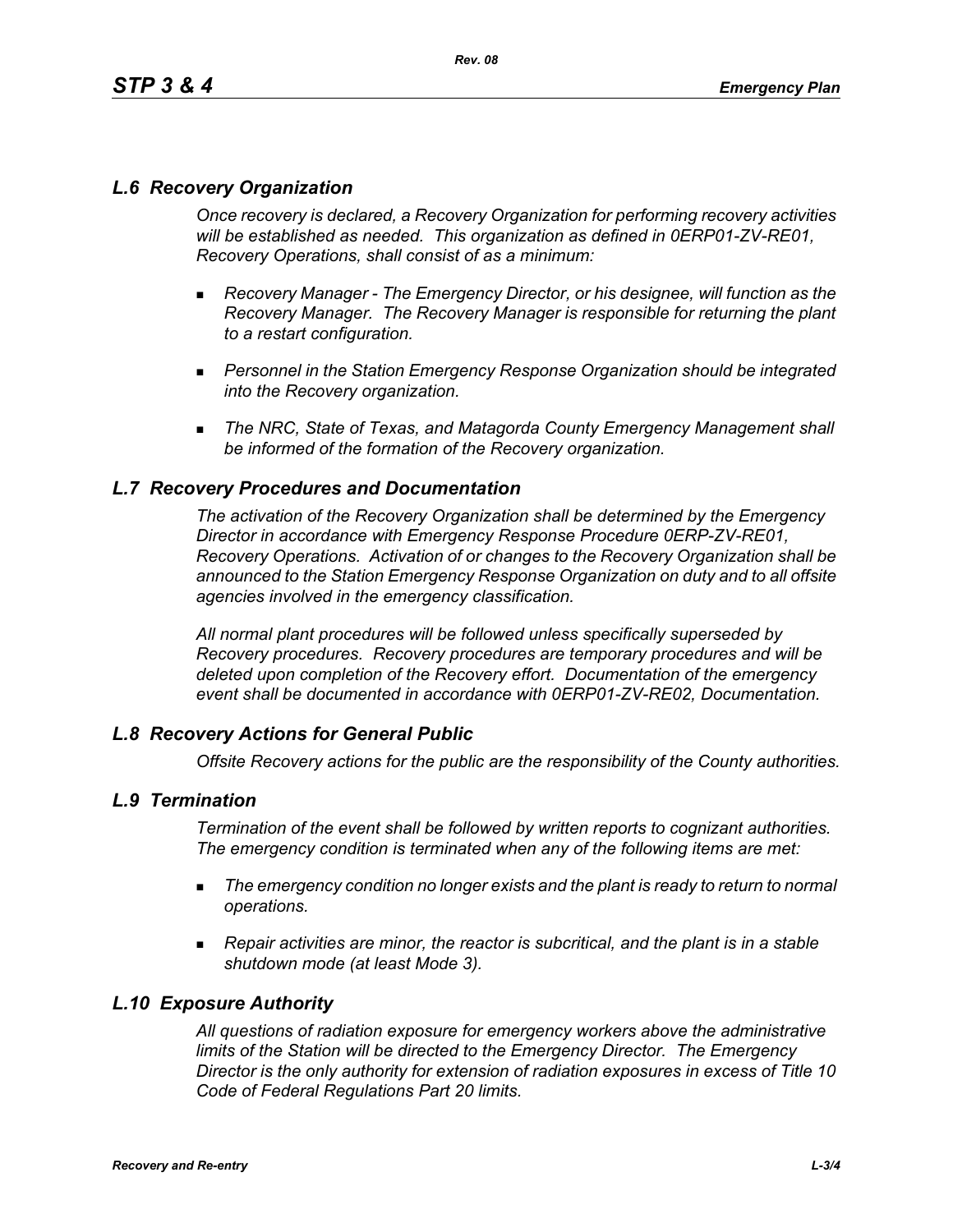## *L.6 Recovery Organization*

*Once recovery is declared, a Recovery Organization for performing recovery activities will be established as needed. This organization as defined in 0ERP01-ZV-RE01, Recovery Operations, shall consist of as a minimum:*

- *Recovery Manager - The Emergency Director, or his designee, will function as the Recovery Manager. The Recovery Manager is responsible for returning the plant to a restart configuration.*
- *Personnel in the Station Emergency Response Organization should be integrated into the Recovery organization.*
- *The NRC, State of Texas, and Matagorda County Emergency Management shall be informed of the formation of the Recovery organization.*

## *L.7 Recovery Procedures and Documentation*

*The activation of the Recovery Organization shall be determined by the Emergency Director in accordance with Emergency Response Procedure 0ERP-ZV-RE01, Recovery Operations. Activation of or changes to the Recovery Organization shall be announced to the Station Emergency Response Organization on duty and to all offsite agencies involved in the emergency classification.*

*All normal plant procedures will be followed unless specifically superseded by Recovery procedures. Recovery procedures are temporary procedures and will be deleted upon completion of the Recovery effort. Documentation of the emergency event shall be documented in accordance with 0ERP01-ZV-RE02, Documentation.*

## *L.8 Recovery Actions for General Public*

*Offsite Recovery actions for the public are the responsibility of the County authorities.*

## *L.9 Termination*

*Termination of the event shall be followed by written reports to cognizant authorities. The emergency condition is terminated when any of the following items are met:*

- *The emergency condition no longer exists and the plant is ready to return to normal operations.*
- *Repair activities are minor, the reactor is subcritical, and the plant is in a stable shutdown mode (at least Mode 3).*

## *L.10 Exposure Authority*

*All questions of radiation exposure for emergency workers above the administrative limits of the Station will be directed to the Emergency Director. The Emergency Director is the only authority for extension of radiation exposures in excess of Title 10 Code of Federal Regulations Part 20 limits.*